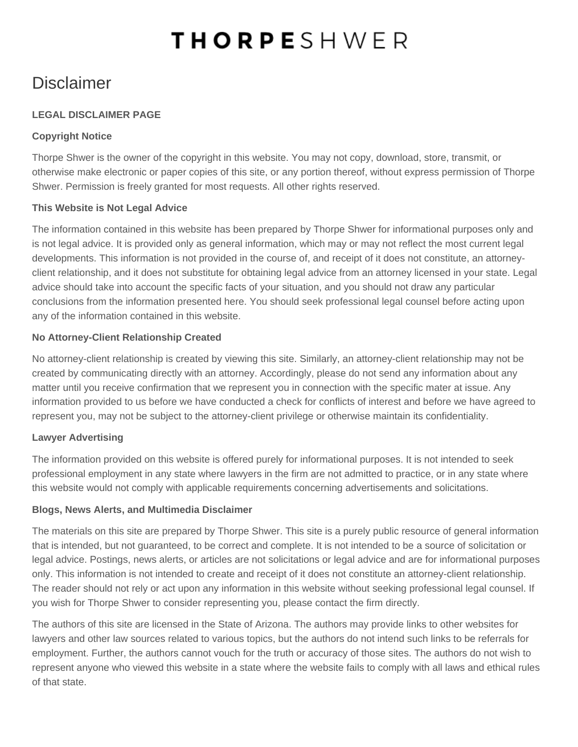# THORPESHWER

## Disclaimer

**LEGAL DISCLAIMER PAGE**

**Copyright Notice**

Thorpe Shwer is the owner of the copyright in this website. You may not copy, download, store, transmit, or otherwise make electronic or paper copies of this site, or any portion thereof, without express permission of Thorpe Shwer. Permission is freely granted for most requests. All other rights reserved.

**This Website is Not Legal Advice**

The information contained in this website has been prepared by Thorpe Shwer for informational purposes only and is not legal advice. It is provided only as general information, which may or may not reflect the most current legal developments. This information is not provided in the course of, and receipt of it does not constitute, an attorney-client relationship, and it does not substitute for obtaining legal advice from an attorney licensed in your state. Legal advice should take into account the specific facts of your situation, and you should not draw any particular conclusions from the information presented here. You should seek professional legal counsel before acting upon any of the information contained in this website.

**No Attorney-Client Relationship Created**

No attorney-client relationship is created by viewing this site. Similarly, an attorney-client relationship may not be created by communicating directly with an attorney. Accordingly, please do not send any information about any matter until you receive confirmation that we represent you in connection with the specific mater at issue. Any information provided to us before we have conducted a check for conflicts of interest and before we have agreed to represent you, may not be subject to the attorney-client privilege or otherwise maintain its confidentiality.

**Lawyer Advertising**

The information provided on this website is offered purely for informational purposes. It is not intended to seek professional employment in any state where lawyers in the firm are not admitted to practice, or in any state where this website would not comply with applicable requirements concerning advertisements and solicitations.

**Blogs, News Alerts, and Multimedia Disclaimer**

The materials on this site are prepared by Thorpe Shwer. This site is a purely public resource of general information that is intended, but not guaranteed, to be correct and complete. It is not intended to be a source of solicitation or legal advice. Postings, news alerts, or articles are not solicitations or legal advice and are for informational purposes only. This information is not intended to create and receipt of it does not constitute an attorney-client relationship. The reader should not rely or act upon any information in this website without seeking professional legal counsel. If you wish for Thorpe Shwer to consider representing you, please contact the firm directly.

The authors of this site are licensed in the State of Arizona. The authors may provide links to other websites for lawyers and other law sources related to various topics, but the authors do not intend such links to be referrals for employment. Further, the authors cannot vouch for the truth or accuracy of those sites. The authors do not wish to represent anyone who viewed this website in a state where the website fails to comply with all laws and ethical rules of that state.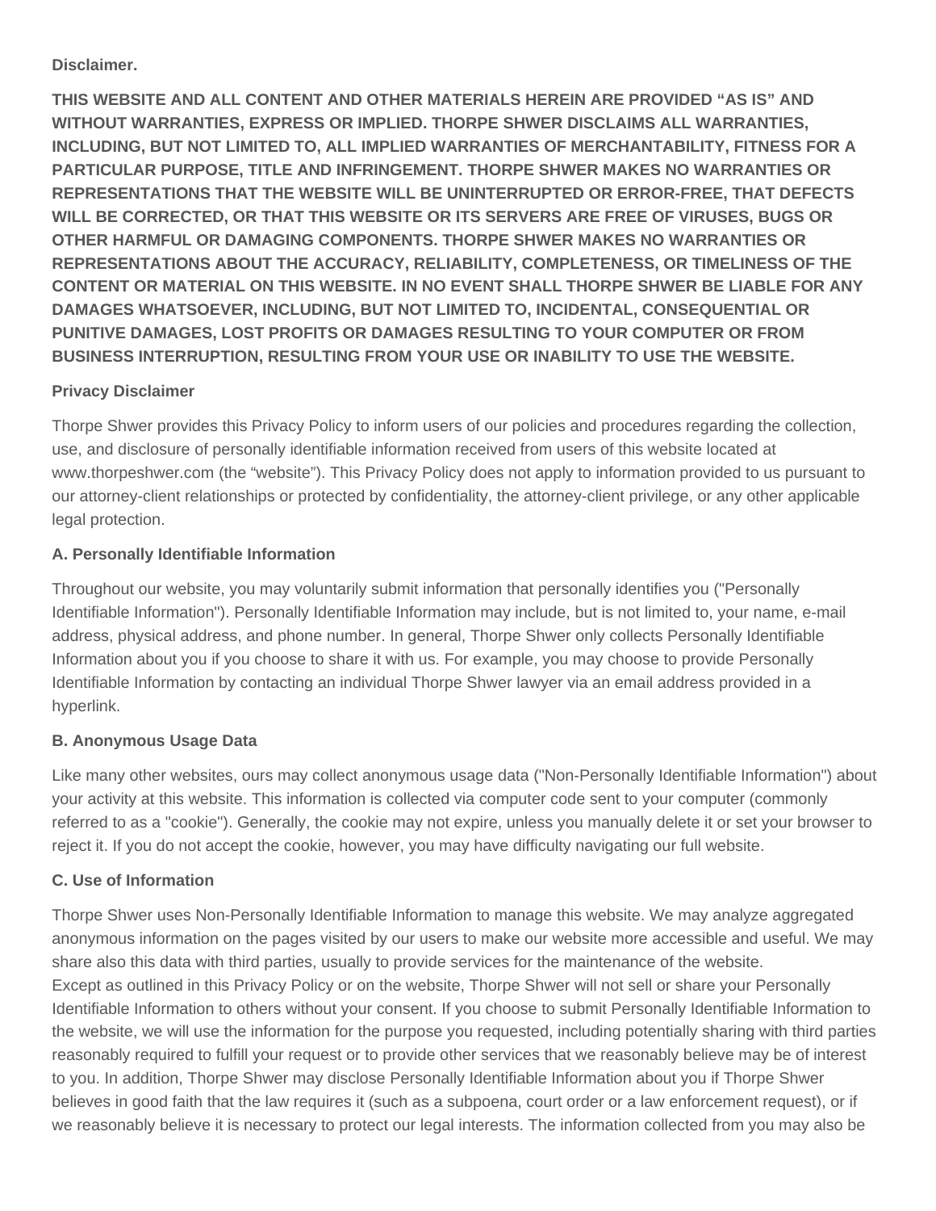**Disclaimer.**

**THIS WEBSITE AND ALL CONTENT AND OTHER MATERIALS HEREIN ARE PROVIDED "AS IS" AND WITHOUT WARRANTIES, EXPRESS OR IMPLIED. THORPE SHWER DISCLAIMS ALL WARRANTIES, INCLUDING, BUT NOT LIMITED TO, ALL IMPLIED WARRANTIES OF MERCHANTABILITY, FITNESS FOR A PARTICULAR PURPOSE, TITLE AND INFRINGEMENT. THORPE SHWER MAKES NO WARRANTIES OR REPRESENTATIONS THAT THE WEBSITE WILL BE UNINTERRUPTED OR ERROR-FREE, THAT DEFECTS WILL BE CORRECTED, OR THAT THIS WEBSITE OR ITS SERVERS ARE FREE OF VIRUSES, BUGS OR OTHER HARMFUL OR DAMAGING COMPONENTS. THORPE SHWER MAKES NO WARRANTIES OR REPRESENTATIONS ABOUT THE ACCURACY, RELIABILITY, COMPLETENESS, OR TIMELINESS OF THE CONTENT OR MATERIAL ON THIS WEBSITE. IN NO EVENT SHALL THORPE SHWER BE LIABLE FOR ANY DAMAGES WHATSOEVER, INCLUDING, BUT NOT LIMITED TO, INCIDENTAL, CONSEQUENTIAL OR PUNITIVE DAMAGES, LOST PROFITS OR DAMAGES RESULTING TO YOUR COMPUTER OR FROM BUSINESS INTERRUPTION, RESULTING FROM YOUR USE OR INABILITY TO USE THE WEBSITE.**

**Privacy Disclaimer**

Thorpe Shwer provides this Privacy Policy to inform users of our policies and procedures regarding the collection, use, and disclosure of personally identifiable information received from users of this website located at www.thorpeshwer.com (the "website"). This Privacy Policy does not apply to information provided to us pursuant to our attorney-client relationships or protected by confidentiality, the attorney-client privilege, or any other applicable legal protection.

**A. Personally Identifiable Information**

Throughout our website, you may voluntarily submit information that personally identifies you ("Personally Identifiable Information"). Personally Identifiable Information may include, but is not limited to, your name, e-mail address, physical address, and phone number. In general, Thorpe Shwer only collects Personally Identifiable Information about you if you choose to share it with us. For example, you may choose to provide Personally Identifiable Information by contacting an individual Thorpe Shwer lawyer via an email address provided in a hyperlink.

**B. Anonymous Usage Data**

Like many other websites, ours may collect anonymous usage data ("Non-Personally Identifiable Information") about your activity at this website. This information is collected via computer code sent to your computer (commonly referred to as a "cookie"). Generally, the cookie may not expire, unless you manually delete it or set your browser to reject it. If you do not accept the cookie, however, you may have difficulty navigating our full website.

**C. Use of Information**

Thorpe Shwer uses Non-Personally Identifiable Information to manage this website. We may analyze aggregated anonymous information on the pages visited by our users to make our website more accessible and useful. We may share also this data with third parties, usually to provide services for the maintenance of the website.
Except as outlined in this Privacy Policy or on the website, Thorpe Shwer will not sell or share your Personally Identifiable Information to others without your consent. If you choose to submit Personally Identifiable Information to the website, we will use the information for the purpose you requested, including potentially sharing with third parties reasonably required to fulfill your request or to provide other services that we reasonably believe may be of interest to you. In addition, Thorpe Shwer may disclose Personally Identifiable Information about you if Thorpe Shwer believes in good faith that the law requires it (such as a subpoena, court order or a law enforcement request), or if we reasonably believe it is necessary to protect our legal interests. The information collected from you may also be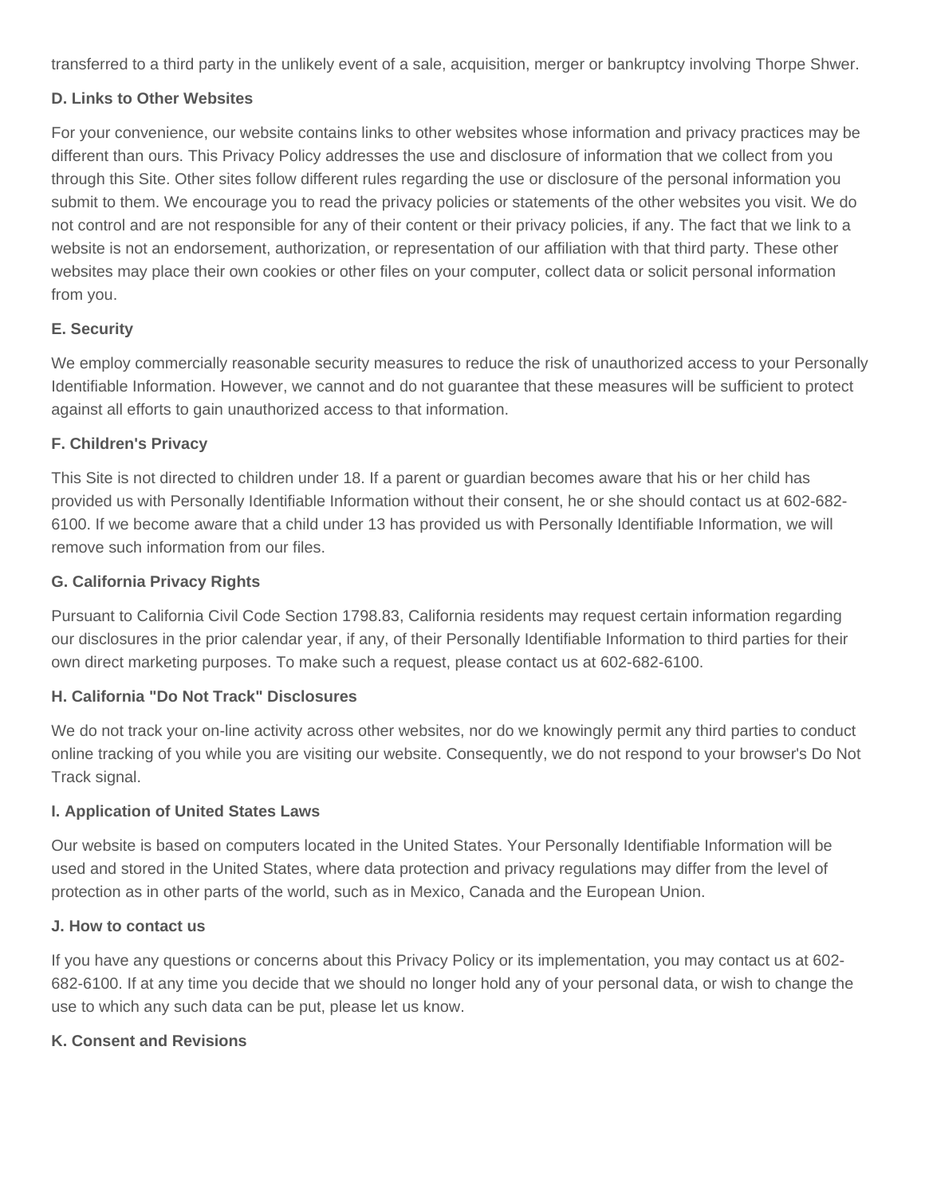transferred to a third party in the unlikely event of a sale, acquisition, merger or bankruptcy involving Thorpe Shwer.

**D. Links to Other Websites**

For your convenience, our website contains links to other websites whose information and privacy practices may be different than ours. This Privacy Policy addresses the use and disclosure of information that we collect from you through this Site. Other sites follow different rules regarding the use or disclosure of the personal information you submit to them. We encourage you to read the privacy policies or statements of the other websites you visit. We do not control and are not responsible for any of their content or their privacy policies, if any. The fact that we link to a website is not an endorsement, authorization, or representation of our affiliation with that third party. These other websites may place their own cookies or other files on your computer, collect data or solicit personal information from you.

**E. Security**

We employ commercially reasonable security measures to reduce the risk of unauthorized access to your Personally Identifiable Information. However, we cannot and do not guarantee that these measures will be sufficient to protect against all efforts to gain unauthorized access to that information.

**F. Children's Privacy**

This Site is not directed to children under 18. If a parent or guardian becomes aware that his or her child has provided us with Personally Identifiable Information without their consent, he or she should contact us at 602-682-6100. If we become aware that a child under 13 has provided us with Personally Identifiable Information, we will remove such information from our files.

**G. California Privacy Rights**

Pursuant to California Civil Code Section 1798.83, California residents may request certain information regarding our disclosures in the prior calendar year, if any, of their Personally Identifiable Information to third parties for their own direct marketing purposes. To make such a request, please contact us at 602-682-6100.

**H. California "Do Not Track" Disclosures**

We do not track your on-line activity across other websites, nor do we knowingly permit any third parties to conduct online tracking of you while you are visiting our website. Consequently, we do not respond to your browser's Do Not Track signal.

**I. Application of United States Laws**

Our website is based on computers located in the United States. Your Personally Identifiable Information will be used and stored in the United States, where data protection and privacy regulations may differ from the level of protection as in other parts of the world, such as in Mexico, Canada and the European Union.

**J. How to contact us**

If you have any questions or concerns about this Privacy Policy or its implementation, you may contact us at 602-682-6100. If at any time you decide that we should no longer hold any of your personal data, or wish to change the use to which any such data can be put, please let us know.

**K. Consent and Revisions**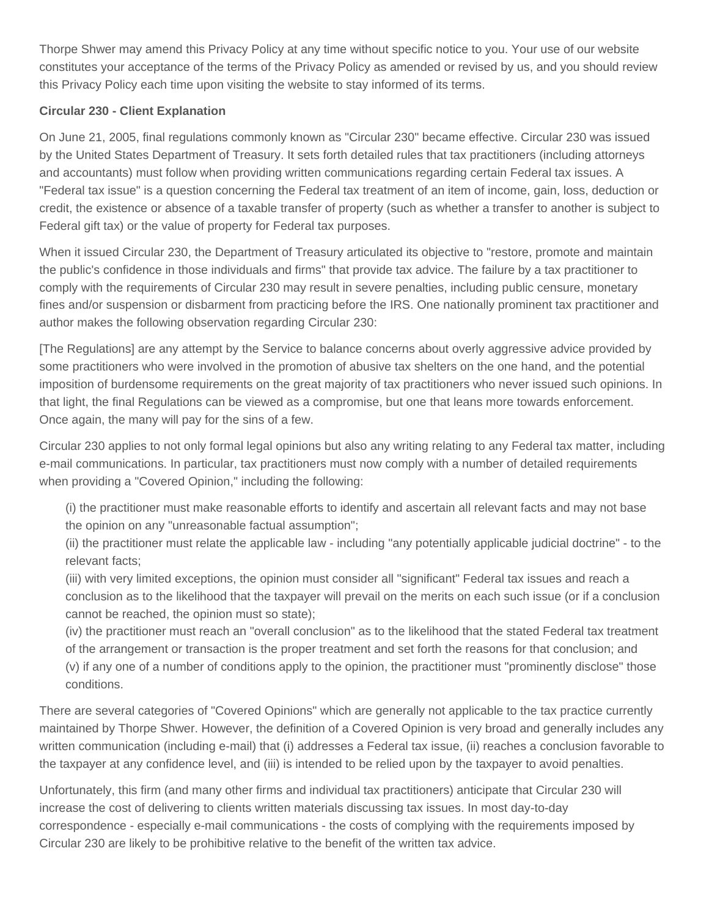Thorpe Shwer may amend this Privacy Policy at any time without specific notice to you. Your use of our website constitutes your acceptance of the terms of the Privacy Policy as amended or revised by us, and you should review this Privacy Policy each time upon visiting the website to stay informed of its terms.

**Circular 230 - Client Explanation**

On June 21, 2005, final regulations commonly known as "Circular 230" became effective. Circular 230 was issued by the United States Department of Treasury. It sets forth detailed rules that tax practitioners (including attorneys and accountants) must follow when providing written communications regarding certain Federal tax issues. A "Federal tax issue" is a question concerning the Federal tax treatment of an item of income, gain, loss, deduction or credit, the existence or absence of a taxable transfer of property (such as whether a transfer to another is subject to Federal gift tax) or the value of property for Federal tax purposes.

When it issued Circular 230, the Department of Treasury articulated its objective to "restore, promote and maintain the public's confidence in those individuals and firms" that provide tax advice. The failure by a tax practitioner to comply with the requirements of Circular 230 may result in severe penalties, including public censure, monetary fines and/or suspension or disbarment from practicing before the IRS. One nationally prominent tax practitioner and author makes the following observation regarding Circular 230:

[The Regulations] are any attempt by the Service to balance concerns about overly aggressive advice provided by some practitioners who were involved in the promotion of abusive tax shelters on the one hand, and the potential imposition of burdensome requirements on the great majority of tax practitioners who never issued such opinions. In that light, the final Regulations can be viewed as a compromise, but one that leans more towards enforcement. Once again, the many will pay for the sins of a few.

Circular 230 applies to not only formal legal opinions but also any writing relating to any Federal tax matter, including e-mail communications. In particular, tax practitioners must now comply with a number of detailed requirements when providing a "Covered Opinion," including the following:

(i) the practitioner must make reasonable efforts to identify and ascertain all relevant facts and may not base the opinion on any "unreasonable factual assumption";
(ii) the practitioner must relate the applicable law - including "any potentially applicable judicial doctrine" - to the relevant facts;
(iii) with very limited exceptions, the opinion must consider all "significant" Federal tax issues and reach a conclusion as to the likelihood that the taxpayer will prevail on the merits on each such issue (or if a conclusion cannot be reached, the opinion must so state);
(iv) the practitioner must reach an "overall conclusion" as to the likelihood that the stated Federal tax treatment of the arrangement or transaction is the proper treatment and set forth the reasons for that conclusion; and
(v) if any one of a number of conditions apply to the opinion, the practitioner must "prominently disclose" those conditions.

There are several categories of "Covered Opinions" which are generally not applicable to the tax practice currently maintained by Thorpe Shwer. However, the definition of a Covered Opinion is very broad and generally includes any written communication (including e-mail) that (i) addresses a Federal tax issue, (ii) reaches a conclusion favorable to the taxpayer at any confidence level, and (iii) is intended to be relied upon by the taxpayer to avoid penalties.

Unfortunately, this firm (and many other firms and individual tax practitioners) anticipate that Circular 230 will increase the cost of delivering to clients written materials discussing tax issues. In most day-to-day correspondence - especially e-mail communications - the costs of complying with the requirements imposed by Circular 230 are likely to be prohibitive relative to the benefit of the written tax advice.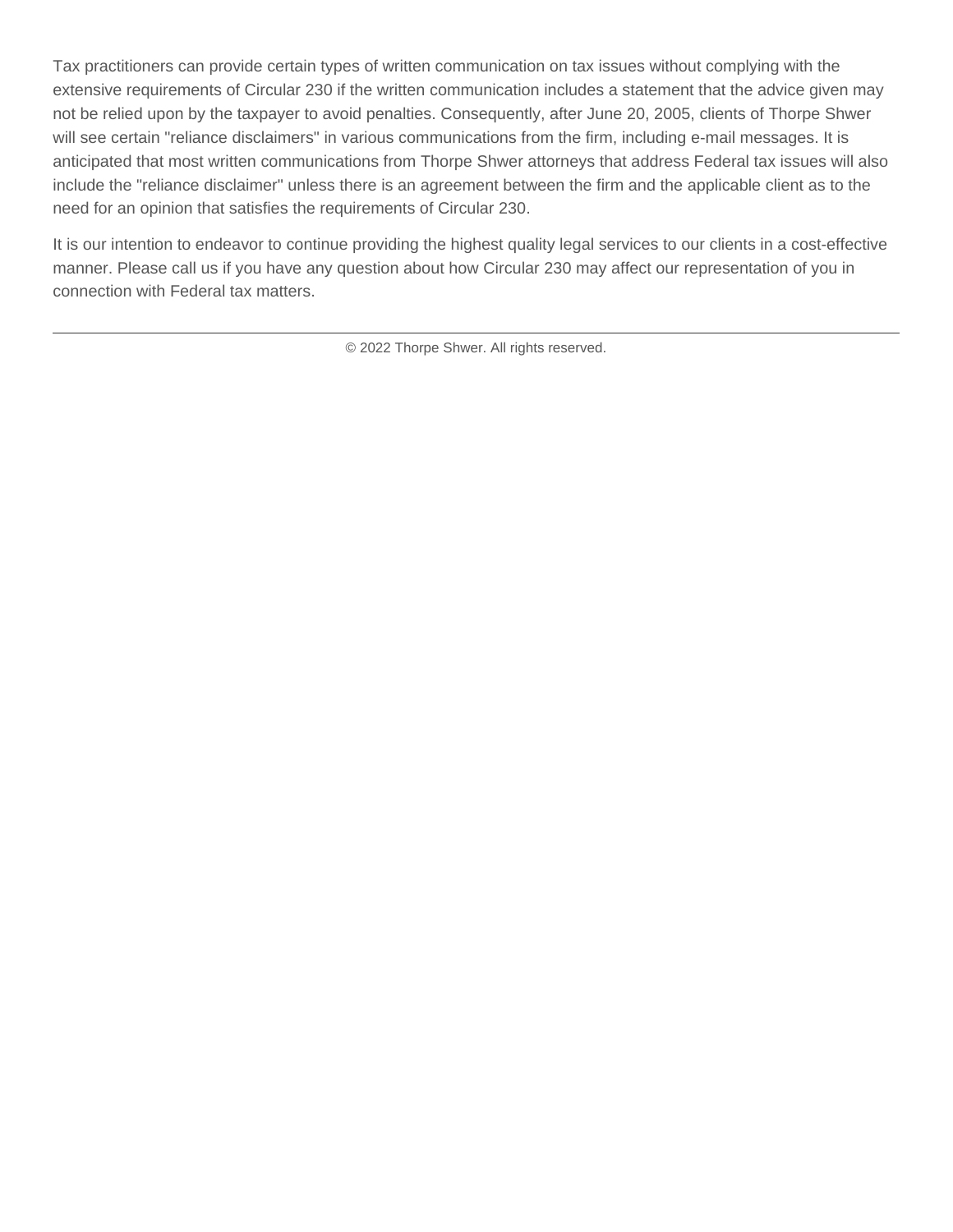Tax practitioners can provide certain types of written communication on tax issues without complying with the extensive requirements of Circular 230 if the written communication includes a statement that the advice given may not be relied upon by the taxpayer to avoid penalties. Consequently, after June 20, 2005, clients of Thorpe Shwer will see certain "reliance disclaimers" in various communications from the firm, including e-mail messages. It is anticipated that most written communications from Thorpe Shwer attorneys that address Federal tax issues will also include the "reliance disclaimer" unless there is an agreement between the firm and the applicable client as to the need for an opinion that satisfies the requirements of Circular 230.

It is our intention to endeavor to continue providing the highest quality legal services to our clients in a cost-effective manner. Please call us if you have any question about how Circular 230 may affect our representation of you in connection with Federal tax matters.

---

© 2022 Thorpe Shwer. All rights reserved.